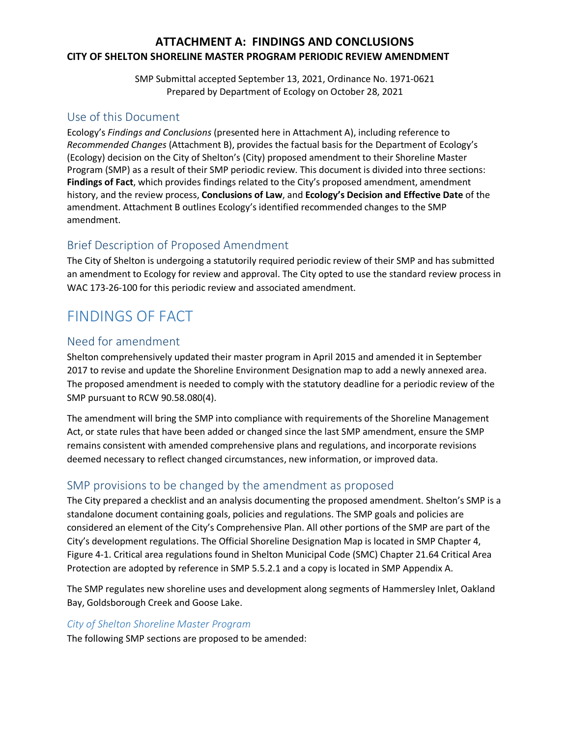# ATTACHMENT A: FINDINGS AND CONCLUSIONS

## CITY OF SHELTON SHORELINE MASTER PROGRAM PERIODIC REVIEW AMENDMENT

SMP Submittal accepted September 13, 2021, Ordinance No. 1971-0621
Prepared by Department of Ecology on October 28, 2021

## Use of this Document

Ecology's *Findings and Conclusions* (presented here in Attachment A), including reference to *Recommended Changes* (Attachment B), provides the factual basis for the Department of Ecology's (Ecology) decision on the City of Shelton's (City) proposed amendment to their Shoreline Master Program (SMP) as a result of their SMP periodic review. This document is divided into three sections: **Findings of Fact**, which provides findings related to the City's proposed amendment, amendment history, and the review process, **Conclusions of Law**, and **Ecology's Decision and Effective Date** of the amendment. Attachment B outlines Ecology's identified recommended changes to the SMP amendment.

## Brief Description of Proposed Amendment

The City of Shelton is undergoing a statutorily required periodic review of their SMP and has submitted an amendment to Ecology for review and approval. The City opted to use the standard review process in WAC 173-26-100 for this periodic review and associated amendment.

# FINDINGS OF FACT

## Need for amendment

Shelton comprehensively updated their master program in April 2015 and amended it in September 2017 to revise and update the Shoreline Environment Designation map to add a newly annexed area. The proposed amendment is needed to comply with the statutory deadline for a periodic review of the SMP pursuant to RCW 90.58.080(4).

The amendment will bring the SMP into compliance with requirements of the Shoreline Management Act, or state rules that have been added or changed since the last SMP amendment, ensure the SMP remains consistent with amended comprehensive plans and regulations, and incorporate revisions deemed necessary to reflect changed circumstances, new information, or improved data.

## SMP provisions to be changed by the amendment as proposed

The City prepared a checklist and an analysis documenting the proposed amendment. Shelton's SMP is a standalone document containing goals, policies and regulations. The SMP goals and policies are considered an element of the City's Comprehensive Plan. All other portions of the SMP are part of the City's development regulations. The Official Shoreline Designation Map is located in SMP Chapter 4, Figure 4-1. Critical area regulations found in Shelton Municipal Code (SMC) Chapter 21.64 Critical Area Protection are adopted by reference in SMP 5.5.2.1 and a copy is located in SMP Appendix A.

The SMP regulates new shoreline uses and development along segments of Hammersley Inlet, Oakland Bay, Goldsborough Creek and Goose Lake.

### *City of Shelton Shoreline Master Program*

The following SMP sections are proposed to be amended: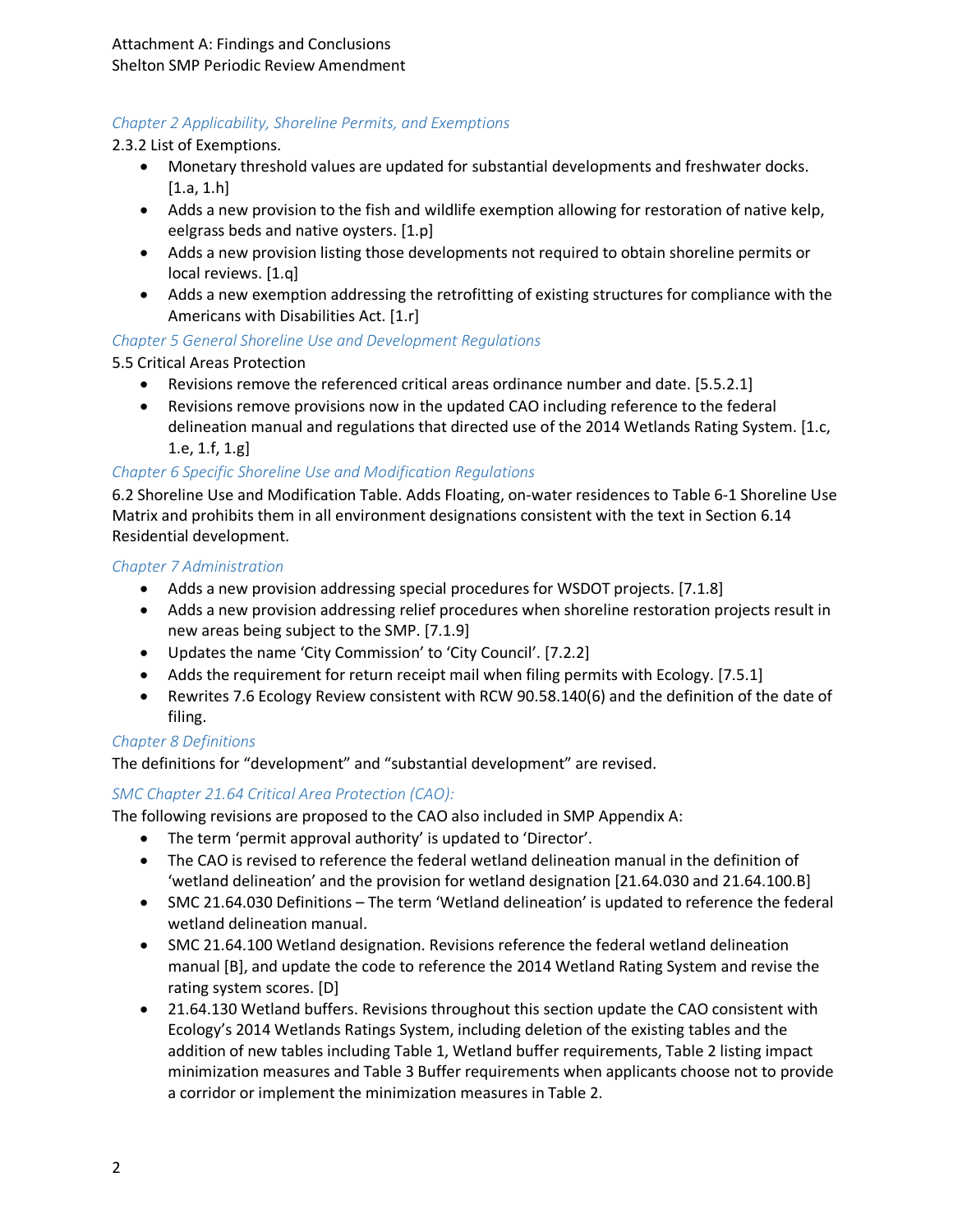### *Chapter 2 Applicability, Shoreline Permits, and Exemptions*

2.3.2 List of Exemptions.

- Monetary threshold values are updated for substantial developments and freshwater docks. [1.a, 1.h]
- Adds a new provision to the fish and wildlife exemption allowing for restoration of native kelp, eelgrass beds and native oysters. [1.p]
- Adds a new provision listing those developments not required to obtain shoreline permits or local reviews. [1.q]
- Adds a new exemption addressing the retrofitting of existing structures for compliance with the Americans with Disabilities Act. [1.r]

### *Chapter 5 General Shoreline Use and Development Regulations*

5.5 Critical Areas Protection

- Revisions remove the referenced critical areas ordinance number and date. [5.5.2.1]
- Revisions remove provisions now in the updated CAO including reference to the federal delineation manual and regulations that directed use of the 2014 Wetlands Rating System. [1.c, 1.e, 1.f, 1.g]

### *Chapter 6 Specific Shoreline Use and Modification Regulations*

6.2 Shoreline Use and Modification Table. Adds Floating, on-water residences to Table 6-1 Shoreline Use Matrix and prohibits them in all environment designations consistent with the text in Section 6.14 Residential development.

### *Chapter 7 Administration*

- Adds a new provision addressing special procedures for WSDOT projects. [7.1.8]
- Adds a new provision addressing relief procedures when shoreline restoration projects result in new areas being subject to the SMP. [7.1.9]
- Updates the name 'City Commission' to 'City Council'. [7.2.2]
- Adds the requirement for return receipt mail when filing permits with Ecology. [7.5.1]
- Rewrites 7.6 Ecology Review consistent with RCW 90.58.140(6) and the definition of the date of filing.

### *Chapter 8 Definitions*

The definitions for "development" and "substantial development" are revised.

### *SMC Chapter 21.64 Critical Area Protection (CAO):*

The following revisions are proposed to the CAO also included in SMP Appendix A:

- The term 'permit approval authority' is updated to 'Director'.
- The CAO is revised to reference the federal wetland delineation manual in the definition of 'wetland delineation' and the provision for wetland designation [21.64.030 and 21.64.100.B]
- SMC 21.64.030 Definitions – The term 'Wetland delineation' is updated to reference the federal wetland delineation manual.
- SMC 21.64.100 Wetland designation. Revisions reference the federal wetland delineation manual [B], and update the code to reference the 2014 Wetland Rating System and revise the rating system scores. [D]
- 21.64.130 Wetland buffers. Revisions throughout this section update the CAO consistent with Ecology's 2014 Wetlands Ratings System, including deletion of the existing tables and the addition of new tables including Table 1, Wetland buffer requirements, Table 2 listing impact minimization measures and Table 3 Buffer requirements when applicants choose not to provide a corridor or implement the minimization measures in Table 2.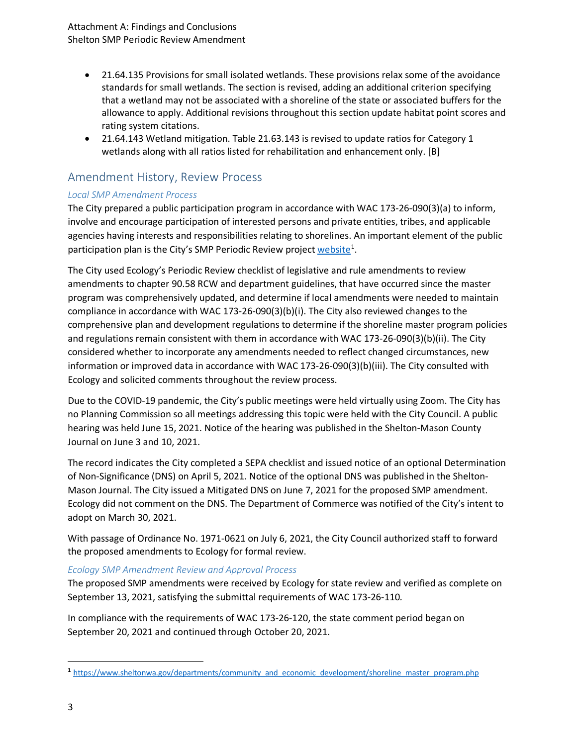- 21.64.135 Provisions for small isolated wetlands. These provisions relax some of the avoidance standards for small wetlands. The section is revised, adding an additional criterion specifying that a wetland may not be associated with a shoreline of the state or associated buffers for the allowance to apply. Additional revisions throughout this section update habitat point scores and rating system citations.
- 21.64.143 Wetland mitigation. Table 21.63.143 is revised to update ratios for Category 1 wetlands along with all ratios listed for rehabilitation and enhancement only. [B]

## Amendment History, Review Process

### *Local SMP Amendment Process*

The City prepared a public participation program in accordance with WAC 173-26-090(3)(a) to inform, involve and encourage participation of interested persons and private entities, tribes, and applicable agencies having interests and responsibilities relating to shorelines. An important element of the public participation plan is the City's SMP Periodic Review project website[1].

The City used Ecology's Periodic Review checklist of legislative and rule amendments to review amendments to chapter 90.58 RCW and department guidelines, that have occurred since the master program was comprehensively updated, and determine if local amendments were needed to maintain compliance in accordance with WAC 173-26-090(3)(b)(i). The City also reviewed changes to the comprehensive plan and development regulations to determine if the shoreline master program policies and regulations remain consistent with them in accordance with WAC 173-26-090(3)(b)(ii). The City considered whether to incorporate any amendments needed to reflect changed circumstances, new information or improved data in accordance with WAC 173-26-090(3)(b)(iii). The City consulted with Ecology and solicited comments throughout the review process.

Due to the COVID-19 pandemic, the City's public meetings were held virtually using Zoom. The City has no Planning Commission so all meetings addressing this topic were held with the City Council. A public hearing was held June 15, 2021. Notice of the hearing was published in the Shelton-Mason County Journal on June 3 and 10, 2021.

The record indicates the City completed a SEPA checklist and issued notice of an optional Determination of Non-Significance (DNS) on April 5, 2021. Notice of the optional DNS was published in the Shelton-Mason Journal. The City issued a Mitigated DNS on June 7, 2021 for the proposed SMP amendment. Ecology did not comment on the DNS. The Department of Commerce was notified of the City's intent to adopt on March 30, 2021.

With passage of Ordinance No. 1971-0621 on July 6, 2021, the City Council authorized staff to forward the proposed amendments to Ecology for formal review.

### *Ecology SMP Amendment Review and Approval Process*

The proposed SMP amendments were received by Ecology for state review and verified as complete on September 13, 2021, satisfying the submittal requirements of WAC 173-26-110.

In compliance with the requirements of WAC 173-26-120, the state comment period began on September 20, 2021 and continued through October 20, 2021.

[1] https://www.sheltonwa.gov/departments/community_and_economic_development/shoreline_master_program.php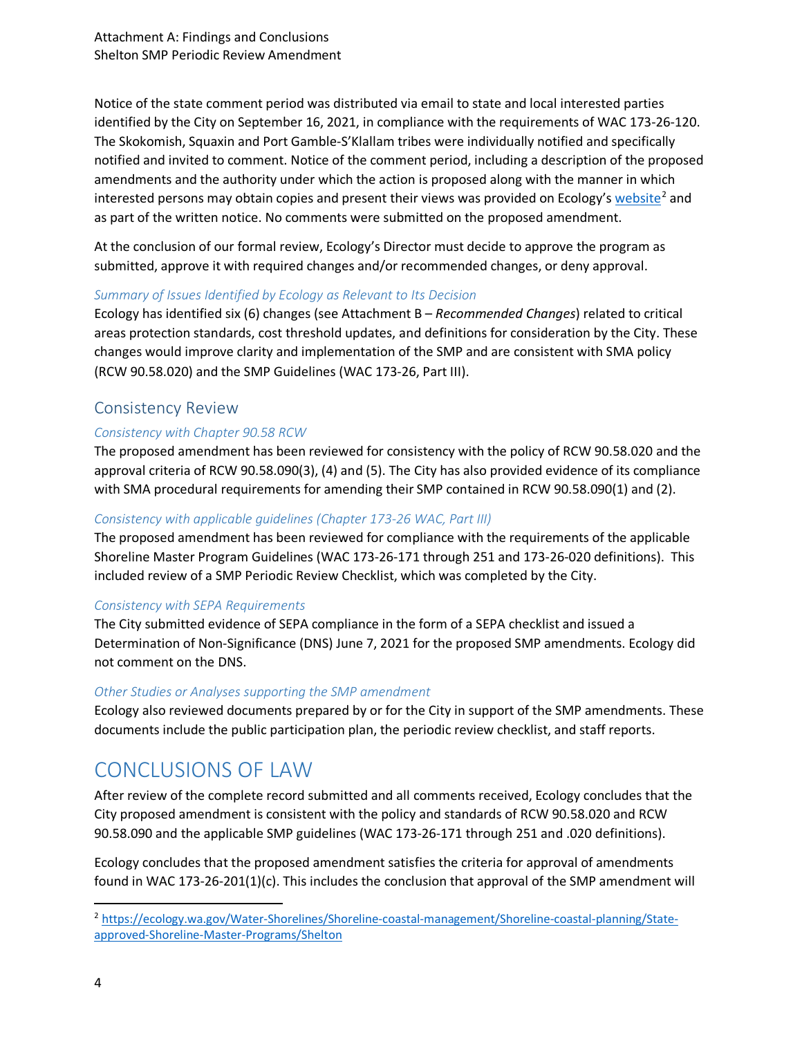Notice of the state comment period was distributed via email to state and local interested parties identified by the City on September 16, 2021, in compliance with the requirements of WAC 173-26-120. The Skokomish, Squaxin and Port Gamble-S'Klallam tribes were individually notified and specifically notified and invited to comment. Notice of the comment period, including a description of the proposed amendments and the authority under which the action is proposed along with the manner in which interested persons may obtain copies and present their views was provided on Ecology's website[2] and as part of the written notice. No comments were submitted on the proposed amendment.

At the conclusion of our formal review, Ecology's Director must decide to approve the program as submitted, approve it with required changes and/or recommended changes, or deny approval.

### *Summary of Issues Identified by Ecology as Relevant to Its Decision*

Ecology has identified six (6) changes (see Attachment B – *Recommended Changes*) related to critical areas protection standards, cost threshold updates, and definitions for consideration by the City. These changes would improve clarity and implementation of the SMP and are consistent with SMA policy (RCW 90.58.020) and the SMP Guidelines (WAC 173-26, Part III).

## Consistency Review

### *Consistency with Chapter 90.58 RCW*

The proposed amendment has been reviewed for consistency with the policy of RCW 90.58.020 and the approval criteria of RCW 90.58.090(3), (4) and (5). The City has also provided evidence of its compliance with SMA procedural requirements for amending their SMP contained in RCW 90.58.090(1) and (2).

### *Consistency with applicable guidelines (Chapter 173-26 WAC, Part III)*

The proposed amendment has been reviewed for compliance with the requirements of the applicable Shoreline Master Program Guidelines (WAC 173-26-171 through 251 and 173-26-020 definitions). This included review of a SMP Periodic Review Checklist, which was completed by the City.

### *Consistency with SEPA Requirements*

The City submitted evidence of SEPA compliance in the form of a SEPA checklist and issued a Determination of Non-Significance (DNS) June 7, 2021 for the proposed SMP amendments. Ecology did not comment on the DNS.

### *Other Studies or Analyses supporting the SMP amendment*

Ecology also reviewed documents prepared by or for the City in support of the SMP amendments. These documents include the public participation plan, the periodic review checklist, and staff reports.

# CONCLUSIONS OF LAW

After review of the complete record submitted and all comments received, Ecology concludes that the City proposed amendment is consistent with the policy and standards of RCW 90.58.020 and RCW 90.58.090 and the applicable SMP guidelines (WAC 173-26-171 through 251 and .020 definitions).

Ecology concludes that the proposed amendment satisfies the criteria for approval of amendments found in WAC 173-26-201(1)(c). This includes the conclusion that approval of the SMP amendment will

---

[2] https://ecology.wa.gov/Water-Shorelines/Shoreline-coastal-management/Shoreline-coastal-planning/State-approved-Shoreline-Master-Programs/Shelton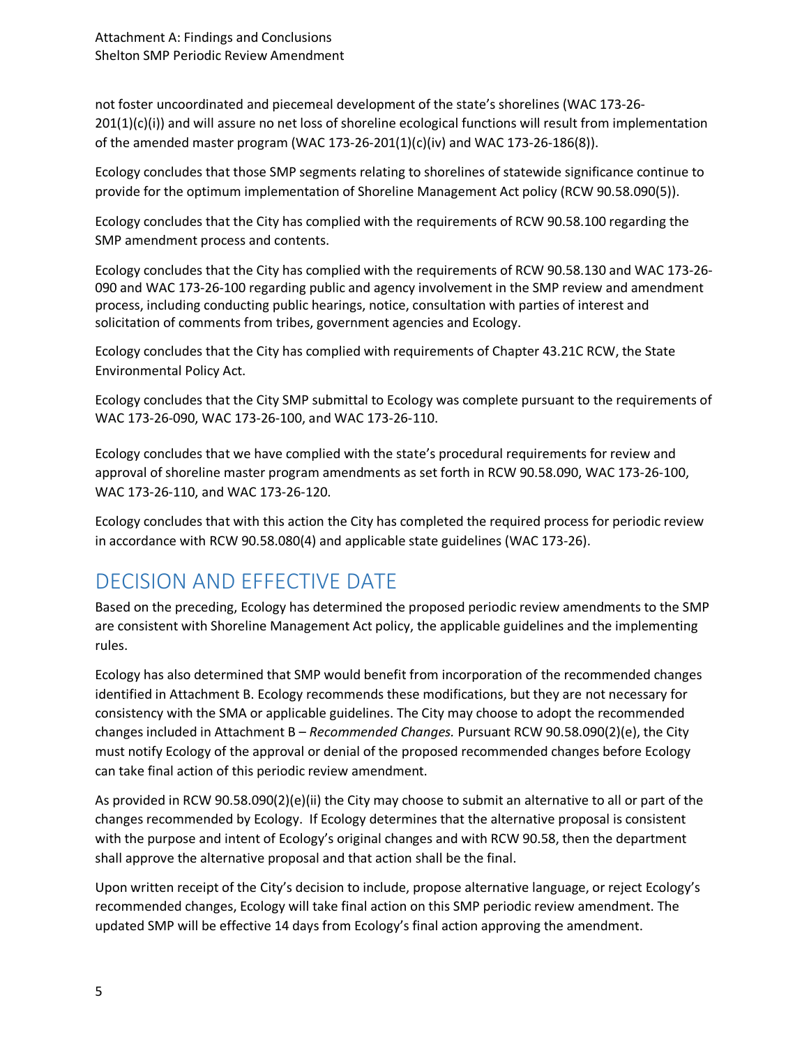not foster uncoordinated and piecemeal development of the state's shorelines (WAC 173-26-201(1)(c)(i)) and will assure no net loss of shoreline ecological functions will result from implementation of the amended master program (WAC 173-26-201(1)(c)(iv) and WAC 173-26-186(8)).

Ecology concludes that those SMP segments relating to shorelines of statewide significance continue to provide for the optimum implementation of Shoreline Management Act policy (RCW 90.58.090(5)).

Ecology concludes that the City has complied with the requirements of RCW 90.58.100 regarding the SMP amendment process and contents.

Ecology concludes that the City has complied with the requirements of RCW 90.58.130 and WAC 173-26-090 and WAC 173-26-100 regarding public and agency involvement in the SMP review and amendment process, including conducting public hearings, notice, consultation with parties of interest and solicitation of comments from tribes, government agencies and Ecology.

Ecology concludes that the City has complied with requirements of Chapter 43.21C RCW, the State Environmental Policy Act.

Ecology concludes that the City SMP submittal to Ecology was complete pursuant to the requirements of WAC 173-26-090, WAC 173-26-100, and WAC 173-26-110.

Ecology concludes that we have complied with the state's procedural requirements for review and approval of shoreline master program amendments as set forth in RCW 90.58.090, WAC 173-26-100, WAC 173-26-110, and WAC 173-26-120.

Ecology concludes that with this action the City has completed the required process for periodic review in accordance with RCW 90.58.080(4) and applicable state guidelines (WAC 173-26).

## DECISION AND EFFECTIVE DATE

Based on the preceding, Ecology has determined the proposed periodic review amendments to the SMP are consistent with Shoreline Management Act policy, the applicable guidelines and the implementing rules.

Ecology has also determined that SMP would benefit from incorporation of the recommended changes identified in Attachment B. Ecology recommends these modifications, but they are not necessary for consistency with the SMA or applicable guidelines. The City may choose to adopt the recommended changes included in Attachment B – *Recommended Changes.* Pursuant RCW 90.58.090(2)(e), the City must notify Ecology of the approval or denial of the proposed recommended changes before Ecology can take final action of this periodic review amendment.

As provided in RCW 90.58.090(2)(e)(ii) the City may choose to submit an alternative to all or part of the changes recommended by Ecology. If Ecology determines that the alternative proposal is consistent with the purpose and intent of Ecology's original changes and with RCW 90.58, then the department shall approve the alternative proposal and that action shall be the final.

Upon written receipt of the City's decision to include, propose alternative language, or reject Ecology's recommended changes, Ecology will take final action on this SMP periodic review amendment. The updated SMP will be effective 14 days from Ecology's final action approving the amendment.